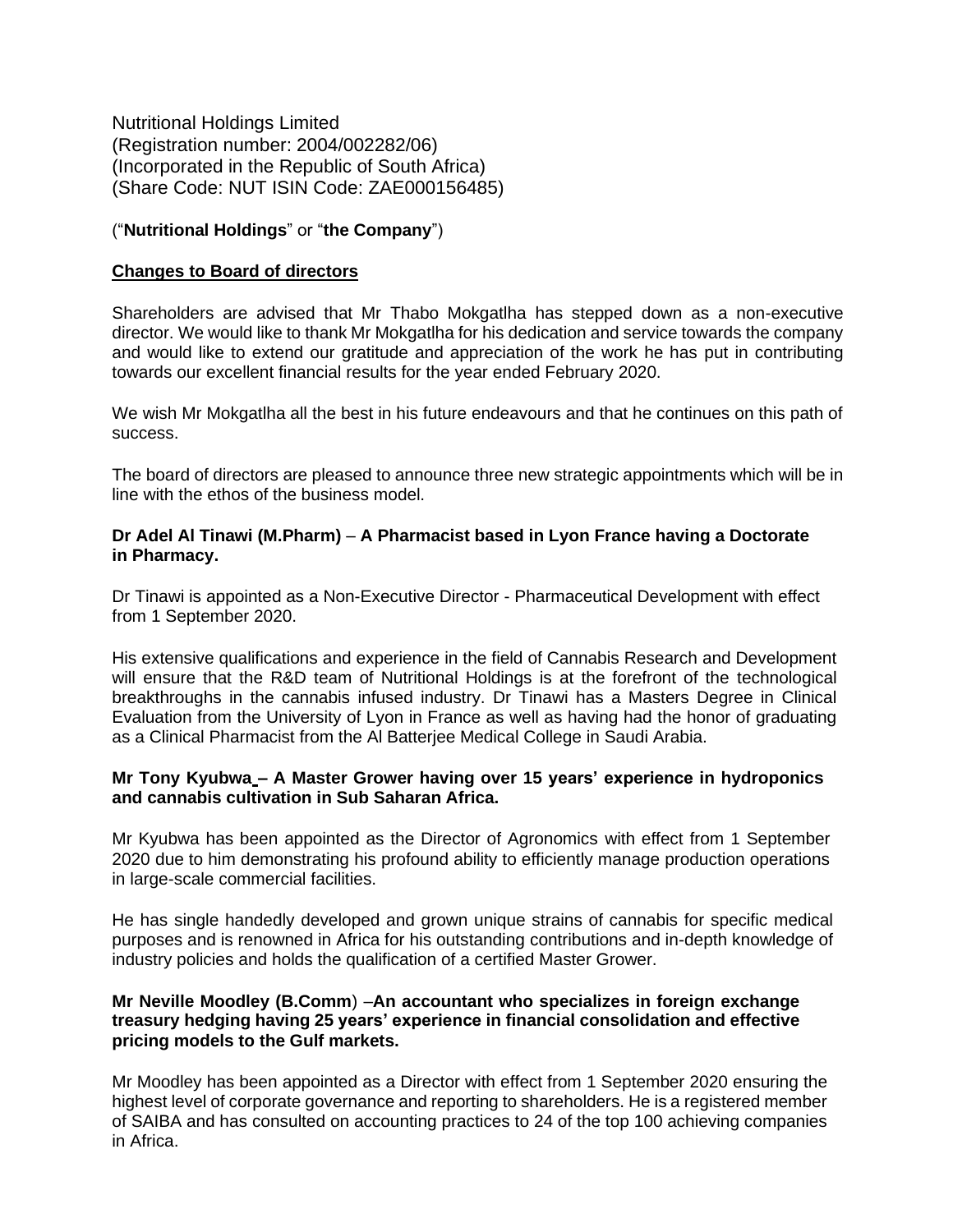Nutritional Holdings Limited
(Registration number: 2004/002282/06)
(Incorporated in the Republic of South Africa)
(Share Code: NUT ISIN Code: ZAE000156485)

("**Nutritional Holdings**" or "**the Company**")

**<u>Changes to Board of directors</u>**

Shareholders are advised that Mr Thabo Mokgatlha has stepped down as a non-executive director. We would like to thank Mr Mokgatlha for his dedication and service towards the company and would like to extend our gratitude and appreciation of the work he has put in contributing towards our excellent financial results for the year ended February 2020.

We wish Mr Mokgatlha all the best in his future endeavours and that he continues on this path of success.

The board of directors are pleased to announce three new strategic appointments which will be in line with the ethos of the business model.

**Dr Adel Al Tinawi (M.Pharm) – A Pharmacist based in Lyon France having a Doctorate in Pharmacy.**

Dr Tinawi is appointed as a Non-Executive Director - Pharmaceutical Development with effect from 1 September 2020.

His extensive qualifications and experience in the field of Cannabis Research and Development will ensure that the R&D team of Nutritional Holdings is at the forefront of the technological breakthroughs in the cannabis infused industry. Dr Tinawi has a Masters Degree in Clinical Evaluation from the University of Lyon in France as well as having had the honor of graduating as a Clinical Pharmacist from the Al Batterjee Medical College in Saudi Arabia.

**Mr Tony Kyubwa – A Master Grower having over 15 years' experience in hydroponics and cannabis cultivation in Sub Saharan Africa.**

Mr Kyubwa has been appointed as the Director of Agronomics with effect from 1 September 2020 due to him demonstrating his profound ability to efficiently manage production operations in large-scale commercial facilities.

He has single handedly developed and grown unique strains of cannabis for specific medical purposes and is renowned in Africa for his outstanding contributions and in-depth knowledge of industry policies and holds the qualification of a certified Master Grower.

**Mr Neville Moodley (B.Comm) –An accountant who specializes in foreign exchange treasury hedging having 25 years' experience in financial consolidation and effective pricing models to the Gulf markets.**

Mr Moodley has been appointed as a Director with effect from 1 September 2020 ensuring the highest level of corporate governance and reporting to shareholders. He is a registered member of SAIBA and has consulted on accounting practices to 24 of the top 100 achieving companies in Africa.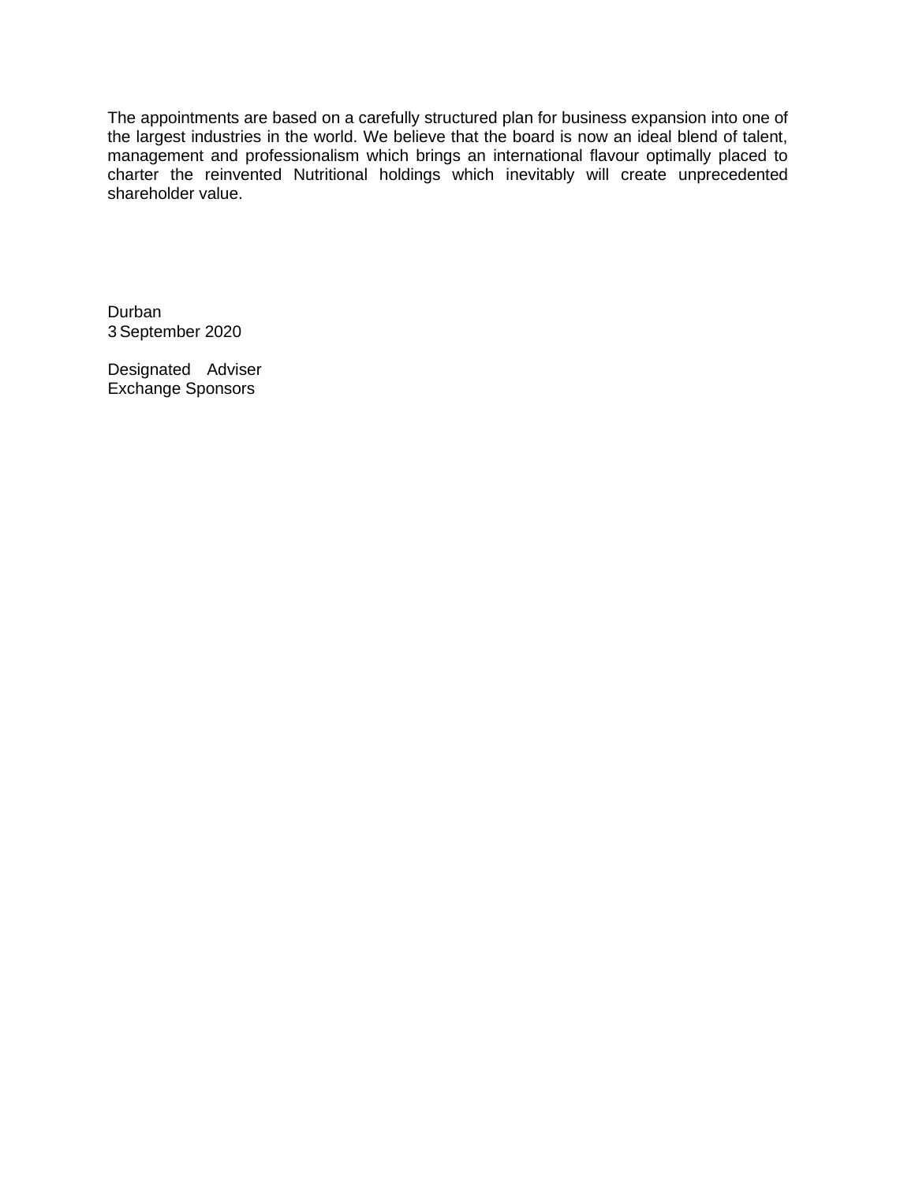The appointments are based on a carefully structured plan for business expansion into one of the largest industries in the world. We believe that the board is now an ideal blend of talent, management and professionalism which brings an international flavour optimally placed to charter the reinvented Nutritional holdings which inevitably will create unprecedented shareholder value.

Durban
3 September 2020

Designated Adviser
Exchange Sponsors